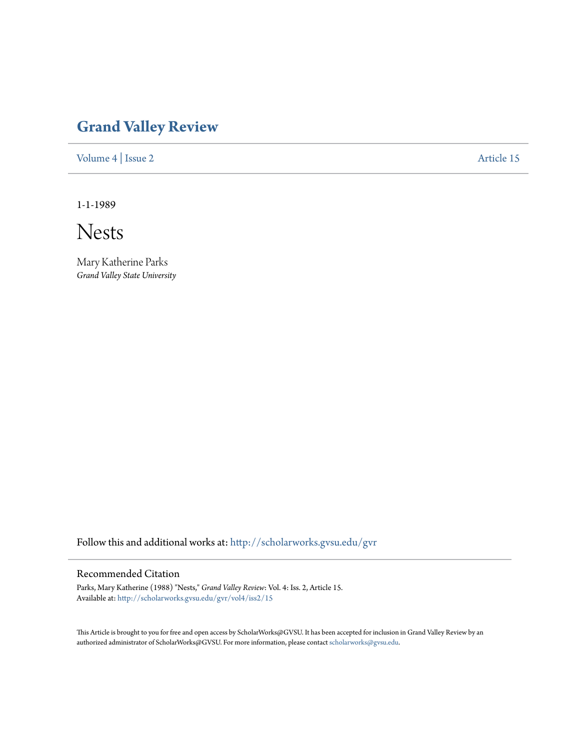# Grand Valley Review

Volume 4 | Issue 2 Article 15

1-1-1989

## Nests

Mary Katherine Parks
*Grand Valley State University*

Follow this and additional works at: http://scholarworks.gvsu.edu/gvr

### Recommended Citation

Parks, Mary Katherine (1988) "Nests," *Grand Valley Review*: Vol. 4: Iss. 2, Article 15.
Available at: http://scholarworks.gvsu.edu/gvr/vol4/iss2/15

This Article is brought to you for free and open access by ScholarWorks@GVSU. It has been accepted for inclusion in Grand Valley Review by an authorized administrator of ScholarWorks@GVSU. For more information, please contact scholarworks@gvsu.edu.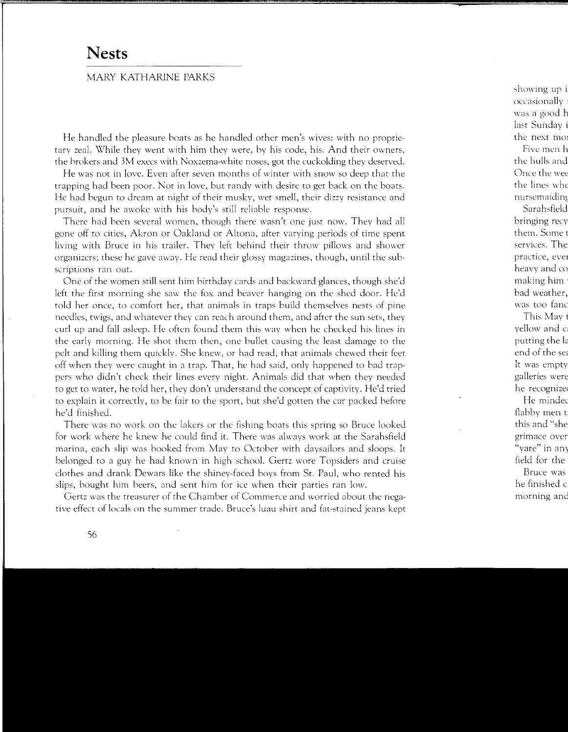# Nests

MARY KATHARINE PARKS

He handled the pleasure boats as he handled other men's wives: with no proprietary zeal. While they went with him they were, by his code, his. And their owners, the brokers and 3M execs with Noxzema-white noses, got the cuckolding they deserved.

He was not in love. Even after seven months of winter with snow so deep that the trapping had been poor. Not in love, but randy with desire to get back on the boats. He had begun to dream at night of their musky, wet smell, their dizzy resistance and pursuit, and he awoke with his body's still reliable response.

There had been several women, though there wasn't one just now. They had all gone off to cities, Akron or Oakland or Altona, after varying periods of time spent living with Bruce in his trailer. They left behind their throw pillows and shower organizers; these he gave away. He read their glossy magazines, though, until the subscriptions ran out.

One of the women still sent him birthday cards and backward glances, though she'd left the first morning she saw the fox and beaver hanging on the shed door. He'd told her once, to comfort her, that animals in traps build themselves nests of pine needles, twigs, and whatever they can reach around them, and after the sun sets, they curl up and fall asleep. He often found them this way when he checked his lines in the early morning. He shot them then, one bullet causing the least damage to the pelt and killing them quickly. She knew, or had read, that animals chewed their feet off when they were caught in a trap. That, he had said, only happened to bad trappers who didn't check their lines every night. Animals did that when they needed to get to water, he told her, they don't understand the concept of captivity. He'd tried to explain it correctly, to be fair to the sport, but she'd gotten the car packed before he'd finished.

There was no work on the lakers or the fishing boats this spring so Bruce looked for work where he knew he could find it. There was always work at the Sarahsfield marina, each slip was booked from May to October with daysailors and sloops. It belonged to a guy he had known in high school. Gertz wore Topsiders and cruise clothes and drank Dewars like the shiney-faced boys from St. Paul, who rented his slips, bought him beers, and sent him for ice when their parties ran low.

Gertz was the treasurer of the Chamber of Commerce and worried about the negative effect of locals on the summer trade. Bruce's luau shirt and fat-stained jeans kept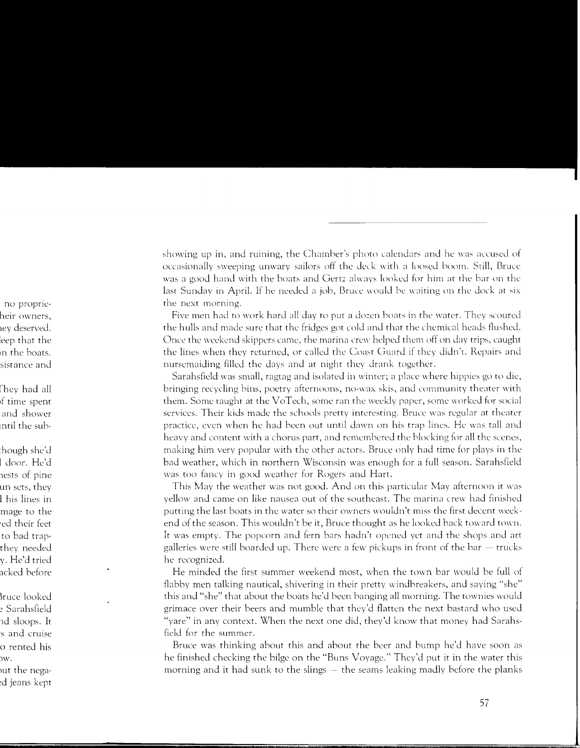showing up in, and ruining, the Chamber's photo calendars and he was accused of occasionally sweeping unwary sailors off the deck with a loosed boom. Still, Bruce was a good hand with the boats and Gertz always looked for him at the bar on the last Sunday in April. If he needed a job, Bruce would be waiting on the dock at six the next morning.

Five men had to work hard all day to put a dozen boats in the water. They scoured the hulls and made sure that the fridges got cold and that the chemical heads flushed. Once the weekend skippers came, the marina crew helped them off on day trips, caught the lines when they returned, or called the Coast Guard if they didn't. Repairs and nursemaiding filled the days and at night they drank together.

Sarahsfield was small, ragtag and isolated in winter; a place where hippies go to die, bringing recycling bins, poetry afternoons, no-wax skis, and community theater with them. Some taught at the VoTech, some ran the weekly paper, some worked for social services. Their kids made the schools pretty interesting. Bruce was regular at theater practice, even when he had been out until dawn on his trap lines. He was tall and heavy and content with a chorus part, and remembered the blocking for all the scenes, making him very popular with the other actors. Bruce only had time for plays in the bad weather, which in northern Wisconsin was enough for a full season. Sarahsfield was too fancy in good weather for Rogers and Hart.

This May the weather was not good. And on this particular May afternoon it was yellow and came on like nausea out of the southeast. The marina crew had finished putting the last boats in the water so their owners wouldn't miss the first decent weekend of the season. This wouldn't be it, Bruce thought as he looked back toward town. It was empty. The popcorn and fern bars hadn't opened yet and the shops and art galleries were still boarded up. There were a few pickups in front of the bar — trucks he recognized.

He minded the first summer weekend most, when the town bar would be full of flabby men talking nautical, shivering in their pretty windbreakers, and saying "she" this and "she" that about the boats he'd been banging all morning. The townies would grimace over their beers and mumble that they'd flatten the next bastard who used "yare" in any context. When the next one did, they'd know that money had Sarahsfield for the summer.

Bruce was thinking about this and about the beer and bump he'd have soon as he finished checking the bilge on the "Buns Voyage." They'd put it in the water this morning and it had sunk to the slings — the seams leaking madly before the planks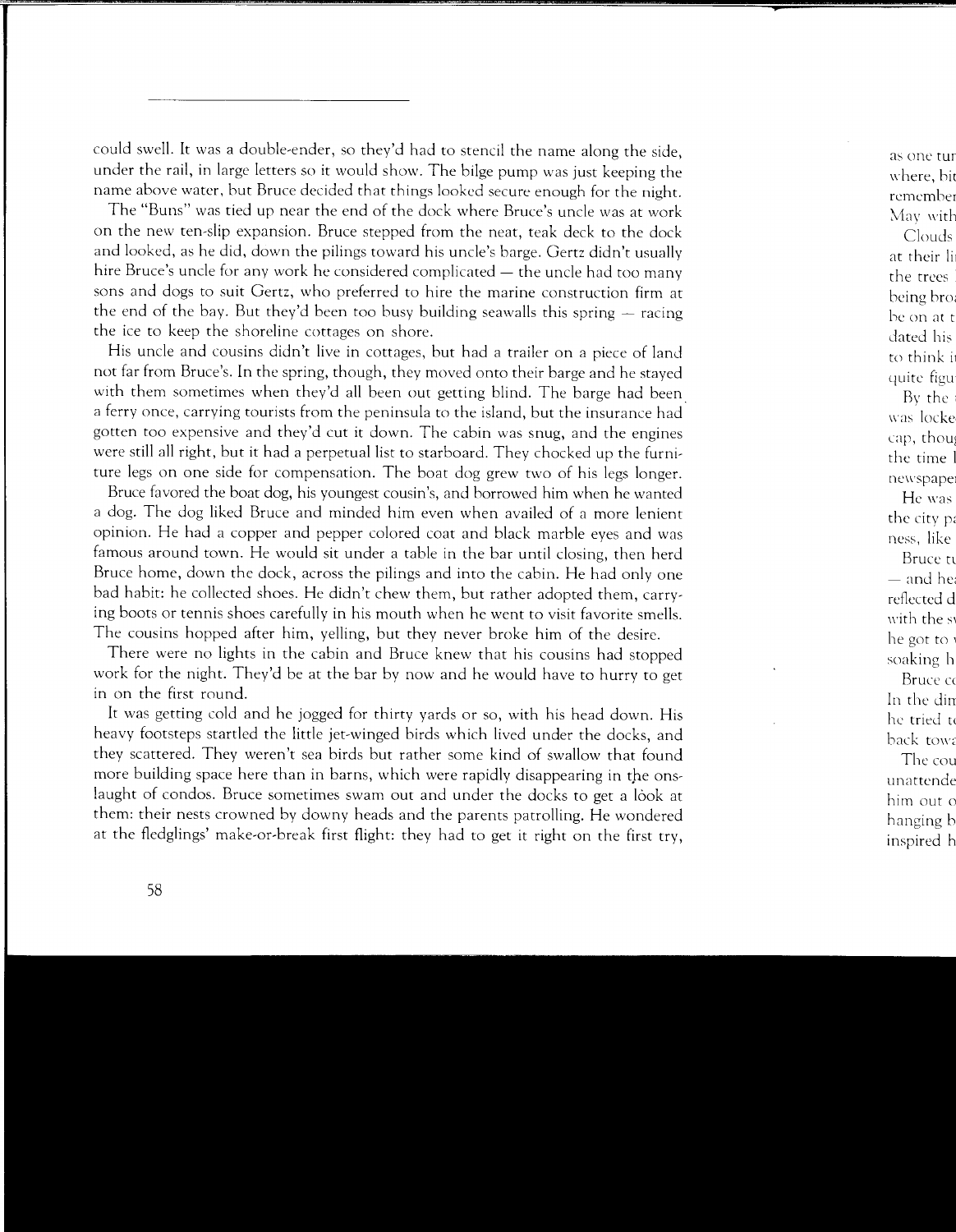could swell. It was a double-ender, so they'd had to stencil the name along the side, under the rail, in large letters so it would show. The bilge pump was just keeping the name above water, but Bruce decided that things looked secure enough for the night.

The "Buns" was tied up near the end of the dock where Bruce's uncle was at work on the new ten-slip expansion. Bruce stepped from the neat, teak deck to the dock and looked, as he did, down the pilings toward his uncle's barge. Gertz didn't usually hire Bruce's uncle for any work he considered complicated — the uncle had too many sons and dogs to suit Gertz, who preferred to hire the marine construction firm at the end of the bay. But they'd been too busy building seawalls this spring — racing the ice to keep the shoreline cottages on shore.

His uncle and cousins didn't live in cottages, but had a trailer on a piece of land not far from Bruce's. In the spring, though, they moved onto their barge and he stayed with them sometimes when they'd all been out getting blind. The barge had been a ferry once, carrying tourists from the peninsula to the island, but the insurance had gotten too expensive and they'd cut it down. The cabin was snug, and the engines were still all right, but it had a perpetual list to starboard. They chocked up the furniture legs on one side for compensation. The boat dog grew two of his legs longer.

Bruce favored the boat dog, his youngest cousin's, and borrowed him when he wanted a dog. The dog liked Bruce and minded him even when availed of a more lenient opinion. He had a copper and pepper colored coat and black marble eyes and was famous around town. He would sit under a table in the bar until closing, then herd Bruce home, down the dock, across the pilings and into the cabin. He had only one bad habit: he collected shoes. He didn't chew them, but rather adopted them, carrying boots or tennis shoes carefully in his mouth when he went to visit favorite smells. The cousins hopped after him, yelling, but they never broke him of the desire.

There were no lights in the cabin and Bruce knew that his cousins had stopped work for the night. They'd be at the bar by now and he would have to hurry to get in on the first round.

It was getting cold and he jogged for thirty yards or so, with his head down. His heavy footsteps startled the little jet-winged birds which lived under the docks, and they scattered. They weren't sea birds but rather some kind of swallow that found more building space here than in barns, which were rapidly disappearing in the onslaught of condos. Bruce sometimes swam out and under the docks to get a look at them: their nests crowned by downy heads and the parents patrolling. He wondered at the fledglings' make-or-break first flight: they had to get it right on the first try,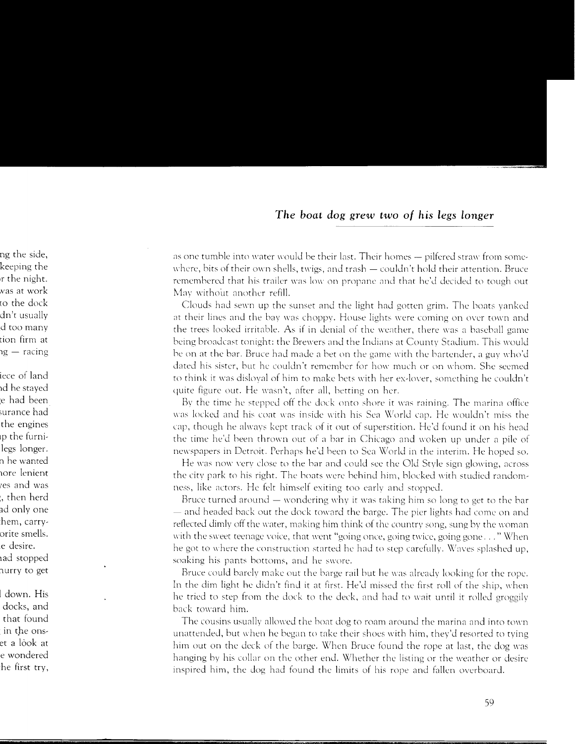as one tumble into water would be their last. Their homes — pilfered straw from somewhere, bits of their own shells, twigs, and trash — couldn't hold their attention. Bruce remembered that his trailer was low on propane and that he'd decided to tough out May without another refill.

Clouds had sewn up the sunset and the light had gotten grim. The boats yanked at their lines and the bay was choppy. House lights were coming on over town and the trees looked irritable. As if in denial of the weather, there was a baseball game being broadcast tonight: the Brewers and the Indians at County Stadium. This would be on at the bar. Bruce had made a bet on the game with the bartender, a guy who'd dated his sister, but he couldn't remember for how much or on whom. She seemed to think it was disloyal of him to make bets with her ex-lover, something he couldn't quite figure out. He wasn't, after all, betting on her.

By the time he stepped off the dock onto shore it was raining. The marina office was locked and his coat was inside with his Sea World cap. He wouldn't miss the cap, though he always kept track of it out of superstition. He'd found it on his head the time he'd been thrown out of a bar in Chicago and woken up under a pile of newspapers in Detroit. Perhaps he'd been to Sea World in the interim. He hoped so.

He was now very close to the bar and could see the Old Style sign glowing, across the city park to his right. The boats were behind him, blocked with studied randomness, like actors. He felt himself exiting too early and stopped.

Bruce turned around — wondering why it was taking him so long to get to the bar — and headed back out the dock toward the barge. The pier lights had come on and reflected dimly off the water, making him think of the country song, sung by the woman with the sweet teenage voice, that went "going once, going twice, going gone . . ." When he got to where the construction started he had to step carefully. Waves splashed up, soaking his pants bottoms, and he swore.

Bruce could barely make out the barge rail but he was already looking for the rope. In the dim light he didn't find it at first. He'd missed the first roll of the ship, when he tried to step from the dock to the deck, and had to wait until it rolled groggily back toward him.

The cousins usually allowed the boat dog to roam around the marina and into town unattended, but when he began to take their shoes with him, they'd resorted to tying him out on the deck of the barge. When Bruce found the rope at last, the dog was hanging by his collar on the other end. Whether the listing or the weather or desire inspired him, the dog had found the limits of his rope and fallen overboard.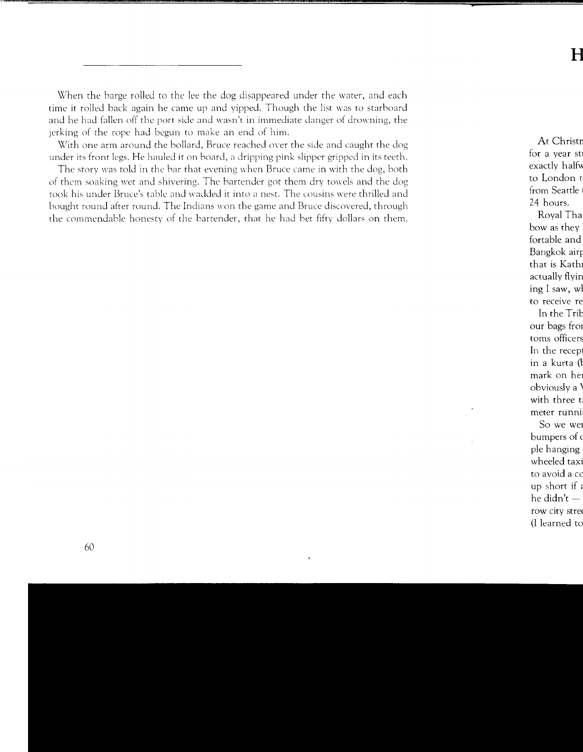When the barge rolled to the lee the dog disappeared under the water, and each time it rolled back again he came up and yipped. Though the list was to starboard and he had fallen off the port side and wasn't in immediate danger of drowning, the jerking of the rope had begun to make an end of him.

With one arm around the bollard, Bruce reached over the side and caught the dog under its front legs. He hauled it on board, a dripping pink slipper gripped in its teeth.

The story was told in the bar that evening when Bruce came in with the dog, both of them soaking wet and shivering. The bartender got them dry towels and the dog took his under Bruce's table and wadded it into a nest. The cousins were thrilled and bought round after round. The Indians won the game and Bruce discovered, through the commendable honesty of the bartender, that he had bet fifty dollars on them.